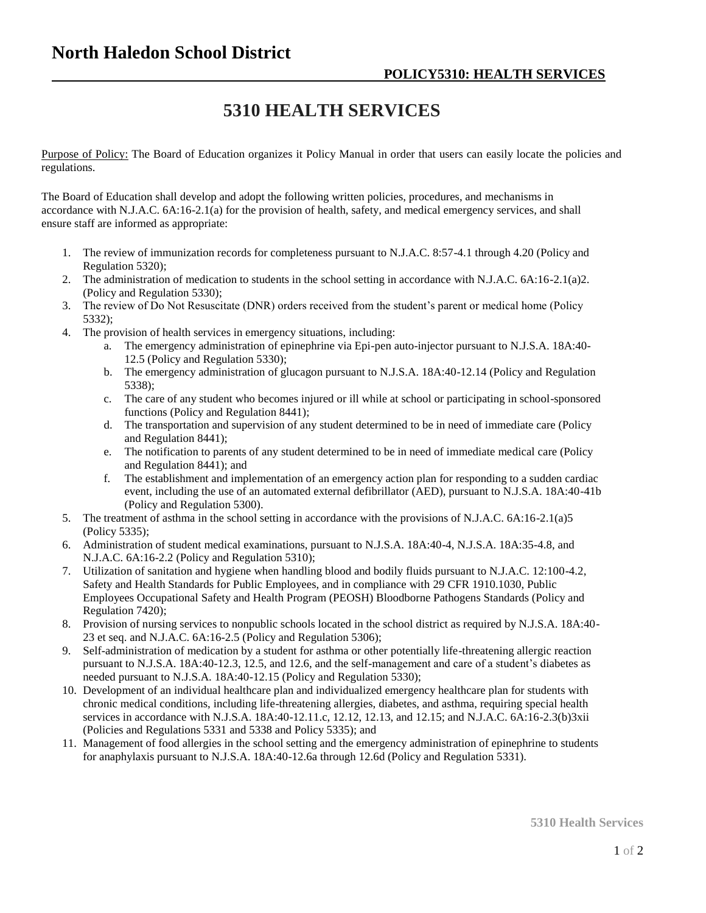# North Haledon School District

**POLICY5310: HEALTH SERVICES**

## 5310 HEALTH SERVICES

Purpose of Policy: The Board of Education organizes it Policy Manual in order that users can easily locate the policies and regulations.

The Board of Education shall develop and adopt the following written policies, procedures, and mechanisms in accordance with N.J.A.C. 6A:16-2.1(a) for the provision of health, safety, and medical emergency services, and shall ensure staff are informed as appropriate:

1. The review of immunization records for completeness pursuant to N.J.A.C. 8:57-4.1 through 4.20 (Policy and Regulation 5320);
2. The administration of medication to students in the school setting in accordance with N.J.A.C. 6A:16-2.1(a)2. (Policy and Regulation 5330);
3. The review of Do Not Resuscitate (DNR) orders received from the student's parent or medical home (Policy 5332);
4. The provision of health services in emergency situations, including:
   a. The emergency administration of epinephrine via Epi-pen auto-injector pursuant to N.J.S.A. 18A:40-12.5 (Policy and Regulation 5330);
   b. The emergency administration of glucagon pursuant to N.J.S.A. 18A:40-12.14 (Policy and Regulation 5338);
   c. The care of any student who becomes injured or ill while at school or participating in school-sponsored functions (Policy and Regulation 8441);
   d. The transportation and supervision of any student determined to be in need of immediate care (Policy and Regulation 8441);
   e. The notification to parents of any student determined to be in need of immediate medical care (Policy and Regulation 8441); and
   f. The establishment and implementation of an emergency action plan for responding to a sudden cardiac event, including the use of an automated external defibrillator (AED), pursuant to N.J.S.A. 18A:40-41b (Policy and Regulation 5300).
5. The treatment of asthma in the school setting in accordance with the provisions of N.J.A.C. 6A:16-2.1(a)5 (Policy 5335);
6. Administration of student medical examinations, pursuant to N.J.S.A. 18A:40-4, N.J.S.A. 18A:35-4.8, and N.J.A.C. 6A:16-2.2 (Policy and Regulation 5310);
7. Utilization of sanitation and hygiene when handling blood and bodily fluids pursuant to N.J.A.C. 12:100-4.2, Safety and Health Standards for Public Employees, and in compliance with 29 CFR 1910.1030, Public Employees Occupational Safety and Health Program (PEOSH) Bloodborne Pathogens Standards (Policy and Regulation 7420);
8. Provision of nursing services to nonpublic schools located in the school district as required by N.J.S.A. 18A:40-23 et seq. and N.J.A.C. 6A:16-2.5 (Policy and Regulation 5306);
9. Self-administration of medication by a student for asthma or other potentially life-threatening allergic reaction pursuant to N.J.S.A. 18A:40-12.3, 12.5, and 12.6, and the self-management and care of a student's diabetes as needed pursuant to N.J.S.A. 18A:40-12.15 (Policy and Regulation 5330);
10. Development of an individual healthcare plan and individualized emergency healthcare plan for students with chronic medical conditions, including life-threatening allergies, diabetes, and asthma, requiring special health services in accordance with N.J.S.A. 18A:40-12.11.c, 12.12, 12.13, and 12.15; and N.J.A.C. 6A:16-2.3(b)3xii (Policies and Regulations 5331 and 5338 and Policy 5335); and
11. Management of food allergies in the school setting and the emergency administration of epinephrine to students for anaphylaxis pursuant to N.J.S.A. 18A:40-12.6a through 12.6d (Policy and Regulation 5331).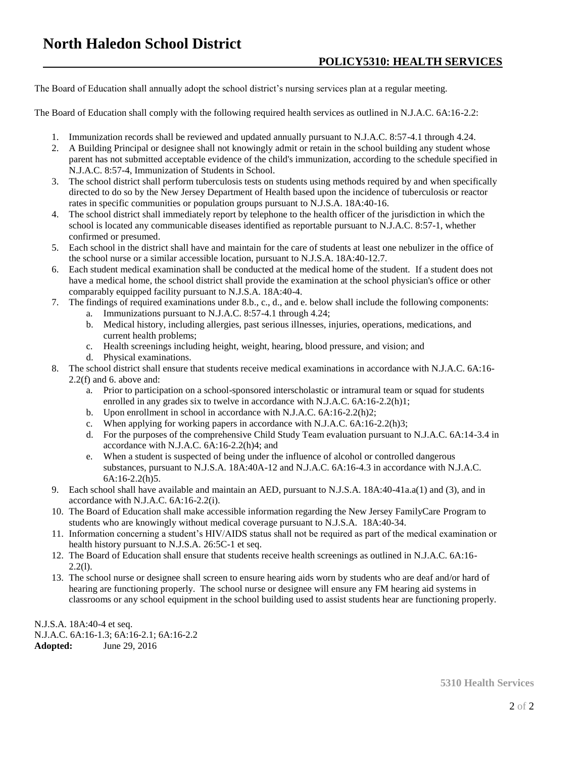# North Haledon School District

## POLICY5310: HEALTH SERVICES

The Board of Education shall annually adopt the school district's nursing services plan at a regular meeting.

The Board of Education shall comply with the following required health services as outlined in N.J.A.C. 6A:16-2.2:

1. Immunization records shall be reviewed and updated annually pursuant to N.J.A.C. 8:57-4.1 through 4.24.
2. A Building Principal or designee shall not knowingly admit or retain in the school building any student whose parent has not submitted acceptable evidence of the child's immunization, according to the schedule specified in N.J.A.C. 8:57-4, Immunization of Students in School.
3. The school district shall perform tuberculosis tests on students using methods required by and when specifically directed to do so by the New Jersey Department of Health based upon the incidence of tuberculosis or reactor rates in specific communities or population groups pursuant to N.J.S.A. 18A:40-16.
4. The school district shall immediately report by telephone to the health officer of the jurisdiction in which the school is located any communicable diseases identified as reportable pursuant to N.J.A.C. 8:57-1, whether confirmed or presumed.
5. Each school in the district shall have and maintain for the care of students at least one nebulizer in the office of the school nurse or a similar accessible location, pursuant to N.J.S.A. 18A:40-12.7.
6. Each student medical examination shall be conducted at the medical home of the student. If a student does not have a medical home, the school district shall provide the examination at the school physician's office or other comparably equipped facility pursuant to N.J.S.A. 18A:40-4.
7. The findings of required examinations under 8.b., c., d., and e. below shall include the following components:
   a. Immunizations pursuant to N.J.A.C. 8:57-4.1 through 4.24;
   b. Medical history, including allergies, past serious illnesses, injuries, operations, medications, and current health problems;
   c. Health screenings including height, weight, hearing, blood pressure, and vision; and
   d. Physical examinations.
8. The school district shall ensure that students receive medical examinations in accordance with N.J.A.C. 6A:16-2.2(f) and 6. above and:
   a. Prior to participation on a school-sponsored interscholastic or intramural team or squad for students enrolled in any grades six to twelve in accordance with N.J.A.C. 6A:16-2.2(h)1;
   b. Upon enrollment in school in accordance with N.J.A.C. 6A:16-2.2(h)2;
   c. When applying for working papers in accordance with N.J.A.C. 6A:16-2.2(h)3;
   d. For the purposes of the comprehensive Child Study Team evaluation pursuant to N.J.A.C. 6A:14-3.4 in accordance with N.J.A.C. 6A:16-2.2(h)4; and
   e. When a student is suspected of being under the influence of alcohol or controlled dangerous substances, pursuant to N.J.S.A. 18A:40A-12 and N.J.A.C. 6A:16-4.3 in accordance with N.J.A.C. 6A:16-2.2(h)5.
9. Each school shall have available and maintain an AED, pursuant to N.J.S.A. 18A:40-41a.a(1) and (3), and in accordance with N.J.A.C. 6A:16-2.2(i).
10. The Board of Education shall make accessible information regarding the New Jersey FamilyCare Program to students who are knowingly without medical coverage pursuant to N.J.S.A. 18A:40-34.
11. Information concerning a student's HIV/AIDS status shall not be required as part of the medical examination or health history pursuant to N.J.S.A. 26:5C-1 et seq.
12. The Board of Education shall ensure that students receive health screenings as outlined in N.J.A.C. 6A:16-2.2(l).
13. The school nurse or designee shall screen to ensure hearing aids worn by students who are deaf and/or hard of hearing are functioning properly. The school nurse or designee will ensure any FM hearing aid systems in classrooms or any school equipment in the school building used to assist students hear are functioning properly.

N.J.S.A. 18A:40-4 et seq.
N.J.A.C. 6A:16-1.3; 6A:16-2.1; 6A:16-2.2
**Adopted:** June 29, 2016